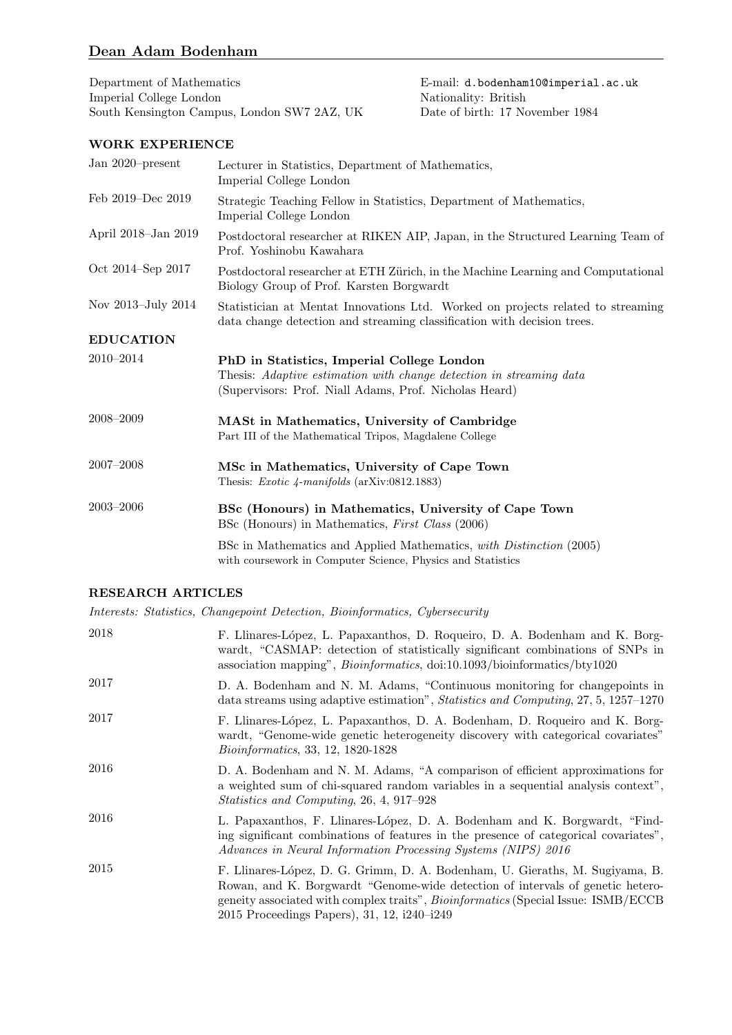# Dean Adam Bodenham

Department of Mathematics
Imperial College London
South Kensington Campus, London SW7 2AZ, UK

E-mail: d.bodenham10@imperial.ac.uk
Nationality: British
Date of birth: 17 November 1984

## WORK EXPERIENCE

| | |
|---|---|
| Jan 2020–present | Lecturer in Statistics, Department of Mathematics, Imperial College London |
| Feb 2019–Dec 2019 | Strategic Teaching Fellow in Statistics, Department of Mathematics, Imperial College London |
| April 2018–Jan 2019 | Postdoctoral researcher at RIKEN AIP, Japan, in the Structured Learning Team of Prof. Yoshinobu Kawahara |
| Oct 2014–Sep 2017 | Postdoctoral researcher at ETH Zürich, in the Machine Learning and Computational Biology Group of Prof. Karsten Borgwardt |
| Nov 2013–July 2014 | Statistician at Mentat Innovations Ltd. Worked on projects related to streaming data change detection and streaming classification with decision trees. |

## EDUCATION

**2010–2014** — **PhD in Statistics, Imperial College London**
Thesis: *Adaptive estimation with change detection in streaming data*
(Supervisors: Prof. Niall Adams, Prof. Nicholas Heard)

**2008–2009** — **MASt in Mathematics, University of Cambridge**
Part III of the Mathematical Tripos, Magdalene College

**2007–2008** — **MSc in Mathematics, University of Cape Town**
Thesis: *Exotic 4-manifolds* (arXiv:0812.1883)

**2003–2006** — **BSc (Honours) in Mathematics, University of Cape Town**
BSc (Honours) in Mathematics, *First Class* (2006)

BSc in Mathematics and Applied Mathematics, *with Distinction* (2005)
with coursework in Computer Science, Physics and Statistics

## RESEARCH ARTICLES

*Interests: Statistics, Changepoint Detection, Bioinformatics, Cybersecurity*

| | |
|---|---|
| 2018 | F. Llinares-López, L. Papaxanthos, D. Roqueiro, D. A. Bodenham and K. Borgwardt, "CASMAP: detection of statistically significant combinations of SNPs in association mapping", *Bioinformatics*, doi:10.1093/bioinformatics/bty1020 |
| 2017 | D. A. Bodenham and N. M. Adams, "Continuous monitoring for changepoints in data streams using adaptive estimation", *Statistics and Computing*, 27, 5, 1257–1270 |
| 2017 | F. Llinares-López, L. Papaxanthos, D. A. Bodenham, D. Roqueiro and K. Borgwardt, "Genome-wide genetic heterogeneity discovery with categorical covariates" *Bioinformatics*, 33, 12, 1820-1828 |
| 2016 | D. A. Bodenham and N. M. Adams, "A comparison of efficient approximations for a weighted sum of chi-squared random variables in a sequential analysis context", *Statistics and Computing*, 26, 4, 917–928 |
| 2016 | L. Papaxanthos, F. Llinares-López, D. A. Bodenham and K. Borgwardt, "Finding significant combinations of features in the presence of categorical covariates", *Advances in Neural Information Processing Systems (NIPS) 2016* |
| 2015 | F. Llinares-López, D. G. Grimm, D. A. Bodenham, U. Gieraths, M. Sugiyama, B. Rowan, and K. Borgwardt "Genome-wide detection of intervals of genetic heterogeneity associated with complex traits", *Bioinformatics* (Special Issue: ISMB/ECCB 2015 Proceedings Papers), 31, 12, i240–i249 |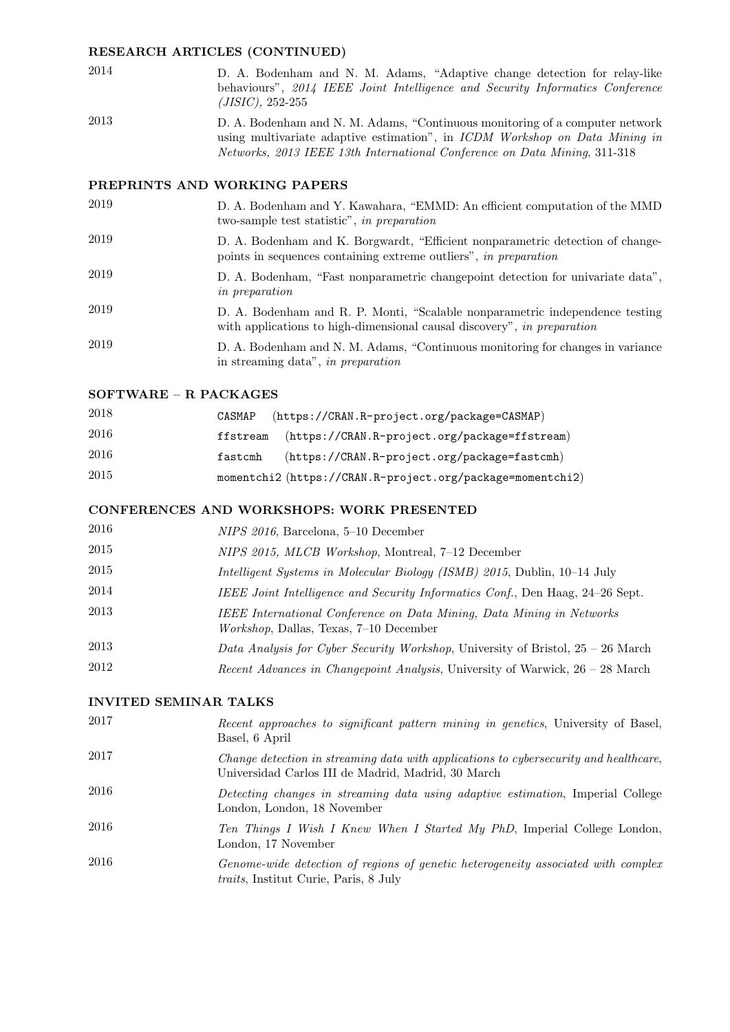## RESEARCH ARTICLES (CONTINUED)

2014 D. A. Bodenham and N. M. Adams, "Adaptive change detection for relay-like behaviours", *2014 IEEE Joint Intelligence and Security Informatics Conference (JISIC)*, 252-255

2013 D. A. Bodenham and N. M. Adams, "Continuous monitoring of a computer network using multivariate adaptive estimation", in *ICDM Workshop on Data Mining in Networks, 2013 IEEE 13th International Conference on Data Mining*, 311-318

## PREPRINTS AND WORKING PAPERS

2019 D. A. Bodenham and Y. Kawahara, "EMMD: An efficient computation of the MMD two-sample test statistic", *in preparation*

2019 D. A. Bodenham and K. Borgwardt, "Efficient nonparametric detection of change-points in sequences containing extreme outliers", *in preparation*

2019 D. A. Bodenham, "Fast nonparametric changepoint detection for univariate data", *in preparation*

2019 D. A. Bodenham and R. P. Monti, "Scalable nonparametric independence testing with applications to high-dimensional causal discovery", *in preparation*

2019 D. A. Bodenham and N. M. Adams, "Continuous monitoring for changes in variance in streaming data", *in preparation*

## SOFTWARE – R PACKAGES

2018 `CASMAP` (`https://CRAN.R-project.org/package=CASMAP`)

2016 `ffstream` (`https://CRAN.R-project.org/package=ffstream`)

2016 `fastcmh` (`https://CRAN.R-project.org/package=fastcmh`)

2015 `momentchi2` (`https://CRAN.R-project.org/package=momentchi2`)

## CONFERENCES AND WORKSHOPS: WORK PRESENTED

2016 *NIPS 2016*, Barcelona, 5–10 December

2015 *NIPS 2015, MLCB Workshop*, Montreal, 7–12 December

2015 *Intelligent Systems in Molecular Biology (ISMB) 2015*, Dublin, 10–14 July

2014 *IEEE Joint Intelligence and Security Informatics Conf.*, Den Haag, 24–26 Sept.

2013 *IEEE International Conference on Data Mining, Data Mining in Networks Workshop*, Dallas, Texas, 7–10 December

2013 *Data Analysis for Cyber Security Workshop*, University of Bristol, 25 – 26 March

2012 *Recent Advances in Changepoint Analysis*, University of Warwick, 26 – 28 March

## INVITED SEMINAR TALKS

2017 *Recent approaches to significant pattern mining in genetics*, University of Basel, Basel, 6 April

2017 *Change detection in streaming data with applications to cybersecurity and healthcare*, Universidad Carlos III de Madrid, Madrid, 30 March

2016 *Detecting changes in streaming data using adaptive estimation*, Imperial College London, London, 18 November

2016 *Ten Things I Wish I Knew When I Started My PhD*, Imperial College London, London, 17 November

2016 *Genome-wide detection of regions of genetic heterogeneity associated with complex traits*, Institut Curie, Paris, 8 July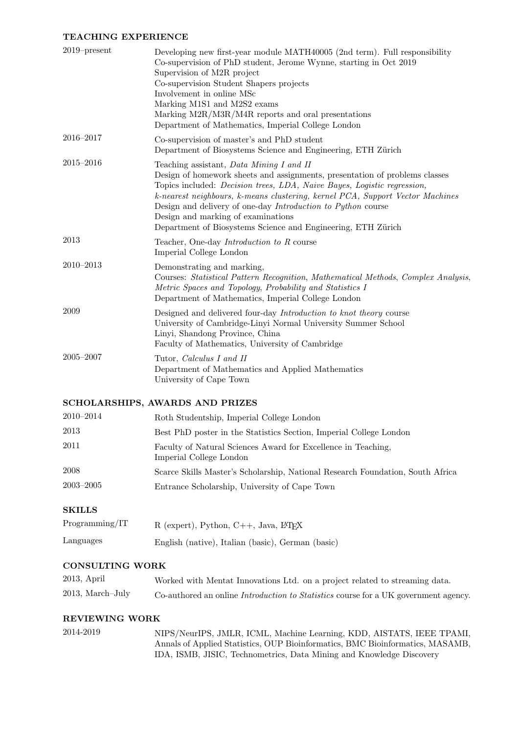## TEACHING EXPERIENCE

| | |
|---|---|
| 2019–present | Developing new first-year module MATH40005 (2nd term). Full responsibility<br>Co-supervision of PhD student, Jerome Wynne, starting in Oct 2019<br>Supervision of M2R project<br>Co-supervision Student Shapers projects<br>Involvement in online MSc<br>Marking M1S1 and M2S2 exams<br>Marking M2R/M3R/M4R reports and oral presentations<br>Department of Mathematics, Imperial College London |
| 2016–2017 | Co-supervision of master's and PhD student<br>Department of Biosystems Science and Engineering, ETH Zürich |
| 2015–2016 | Teaching assistant, *Data Mining I and II*<br>Design of homework sheets and assignments, presentation of problems classes<br>Topics included: *Decision trees, LDA, Naive Bayes, Logistic regression, k-nearest neighbours, k-means clustering, kernel PCA, Support Vector Machines*<br>Design and delivery of one-day *Introduction to Python* course<br>Design and marking of examinations<br>Department of Biosystems Science and Engineering, ETH Zürich |
| 2013 | Teacher, One-day *Introduction to R* course<br>Imperial College London |
| 2010–2013 | Demonstrating and marking,<br>Courses: *Statistical Pattern Recognition*, *Mathematical Methods*, *Complex Analysis*, *Metric Spaces and Topology*, *Probability and Statistics I*<br>Department of Mathematics, Imperial College London |
| 2009 | Designed and delivered four-day *Introduction to knot theory* course<br>University of Cambridge-Linyi Normal University Summer School<br>Linyi, Shandong Province, China<br>Faculty of Mathematics, University of Cambridge |
| 2005–2007 | Tutor, *Calculus I and II*<br>Department of Mathematics and Applied Mathematics<br>University of Cape Town |

## SCHOLARSHIPS, AWARDS AND PRIZES

| | |
|---|---|
| 2010–2014 | Roth Studentship, Imperial College London |
| 2013 | Best PhD poster in the Statistics Section, Imperial College London |
| 2011 | Faculty of Natural Sciences Award for Excellence in Teaching, Imperial College London |
| 2008 | Scarce Skills Master's Scholarship, National Research Foundation, South Africa |
| 2003–2005 | Entrance Scholarship, University of Cape Town |

## SKILLS

| | |
|---|---|
| Programming/IT | R (expert), Python, C++, Java, LaTeX |
| Languages | English (native), Italian (basic), German (basic) |

## CONSULTING WORK

| | |
|---|---|
| 2013, April | Worked with Mentat Innovations Ltd. on a project related to streaming data. |
| 2013, March–July | Co-authored an online *Introduction to Statistics* course for a UK government agency. |

## REVIEWING WORK

| | |
|---|---|
| 2014-2019 | NIPS/NeurIPS, JMLR, ICML, Machine Learning, KDD, AISTATS, IEEE TPAMI, Annals of Applied Statistics, OUP Bioinformatics, BMC Bioinformatics, MASAMB, IDA, ISMB, JISIC, Technometrics, Data Mining and Knowledge Discovery |